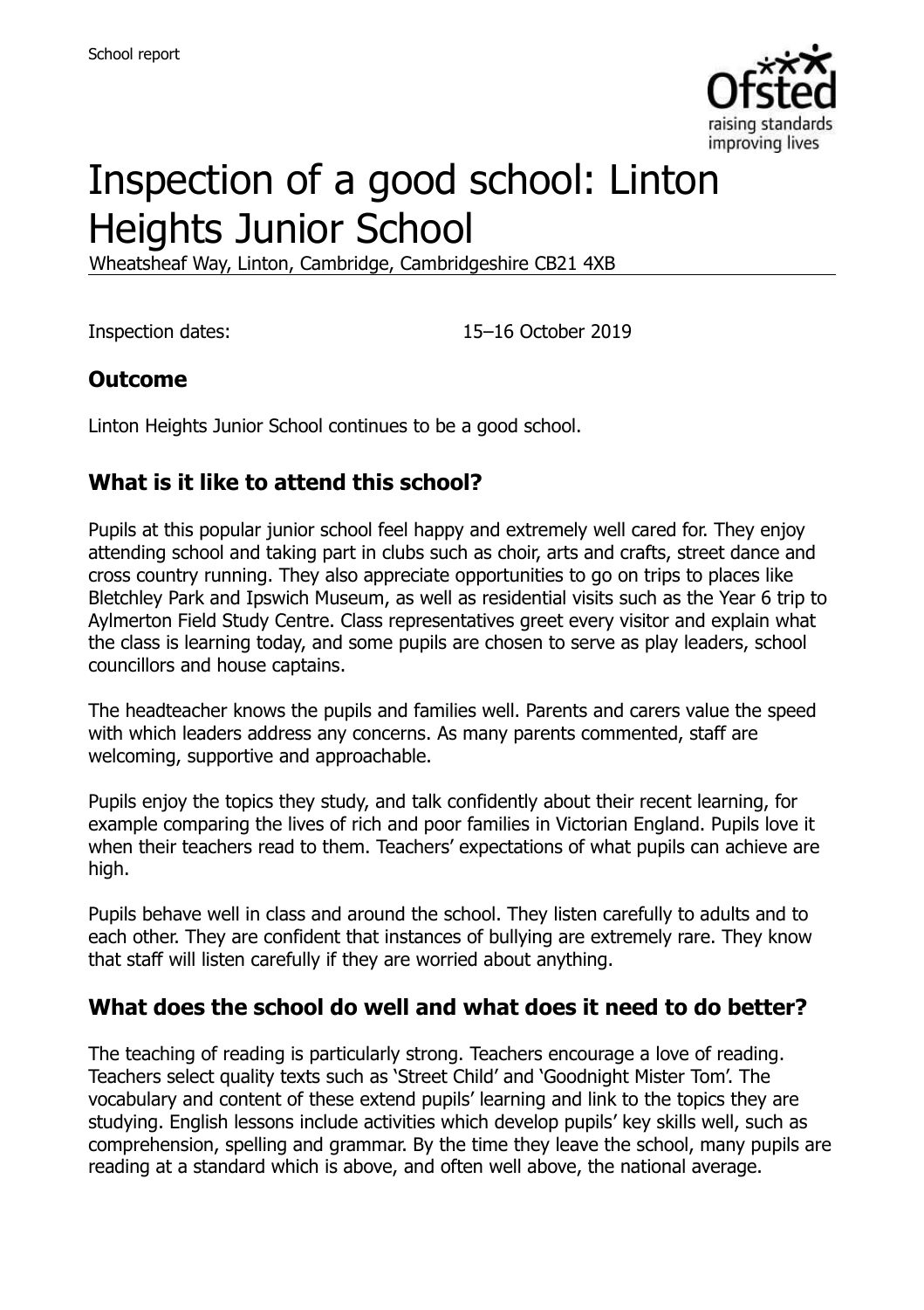# Inspection of a good school: Linton Heights Junior School

Wheatsheaf Way, Linton, Cambridge, Cambridgeshire CB21 4XB

Inspection dates: 15–16 October 2019

## Outcome

Linton Heights Junior School continues to be a good school.

## What is it like to attend this school?

Pupils at this popular junior school feel happy and extremely well cared for. They enjoy attending school and taking part in clubs such as choir, arts and crafts, street dance and cross country running. They also appreciate opportunities to go on trips to places like Bletchley Park and Ipswich Museum, as well as residential visits such as the Year 6 trip to Aylmerton Field Study Centre. Class representatives greet every visitor and explain what the class is learning today, and some pupils are chosen to serve as play leaders, school councillors and house captains.

The headteacher knows the pupils and families well. Parents and carers value the speed with which leaders address any concerns. As many parents commented, staff are welcoming, supportive and approachable.

Pupils enjoy the topics they study, and talk confidently about their recent learning, for example comparing the lives of rich and poor families in Victorian England. Pupils love it when their teachers read to them. Teachers' expectations of what pupils can achieve are high.

Pupils behave well in class and around the school. They listen carefully to adults and to each other. They are confident that instances of bullying are extremely rare. They know that staff will listen carefully if they are worried about anything.

## What does the school do well and what does it need to do better?

The teaching of reading is particularly strong. Teachers encourage a love of reading. Teachers select quality texts such as 'Street Child' and 'Goodnight Mister Tom'. The vocabulary and content of these extend pupils' learning and link to the topics they are studying. English lessons include activities which develop pupils' key skills well, such as comprehension, spelling and grammar. By the time they leave the school, many pupils are reading at a standard which is above, and often well above, the national average.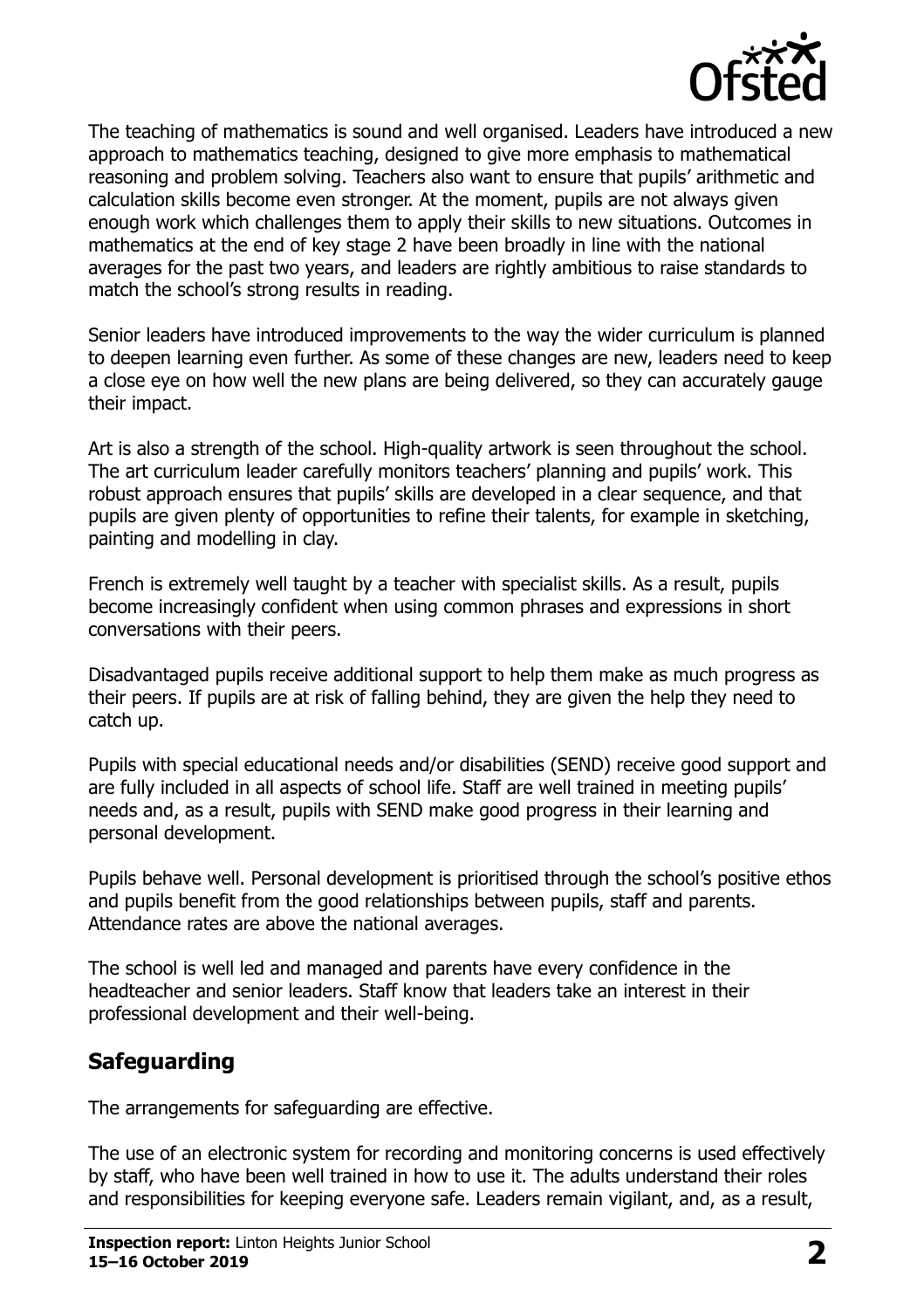The teaching of mathematics is sound and well organised. Leaders have introduced a new approach to mathematics teaching, designed to give more emphasis to mathematical reasoning and problem solving. Teachers also want to ensure that pupils' arithmetic and calculation skills become even stronger. At the moment, pupils are not always given enough work which challenges them to apply their skills to new situations. Outcomes in mathematics at the end of key stage 2 have been broadly in line with the national averages for the past two years, and leaders are rightly ambitious to raise standards to match the school's strong results in reading.

Senior leaders have introduced improvements to the way the wider curriculum is planned to deepen learning even further. As some of these changes are new, leaders need to keep a close eye on how well the new plans are being delivered, so they can accurately gauge their impact.

Art is also a strength of the school. High-quality artwork is seen throughout the school. The art curriculum leader carefully monitors teachers' planning and pupils' work. This robust approach ensures that pupils' skills are developed in a clear sequence, and that pupils are given plenty of opportunities to refine their talents, for example in sketching, painting and modelling in clay.

French is extremely well taught by a teacher with specialist skills. As a result, pupils become increasingly confident when using common phrases and expressions in short conversations with their peers.

Disadvantaged pupils receive additional support to help them make as much progress as their peers. If pupils are at risk of falling behind, they are given the help they need to catch up.

Pupils with special educational needs and/or disabilities (SEND) receive good support and are fully included in all aspects of school life. Staff are well trained in meeting pupils' needs and, as a result, pupils with SEND make good progress in their learning and personal development.

Pupils behave well. Personal development is prioritised through the school's positive ethos and pupils benefit from the good relationships between pupils, staff and parents. Attendance rates are above the national averages.

The school is well led and managed and parents have every confidence in the headteacher and senior leaders. Staff know that leaders take an interest in their professional development and their well-being.

## Safeguarding

The arrangements for safeguarding are effective.

The use of an electronic system for recording and monitoring concerns is used effectively by staff, who have been well trained in how to use it. The adults understand their roles and responsibilities for keeping everyone safe. Leaders remain vigilant, and, as a result,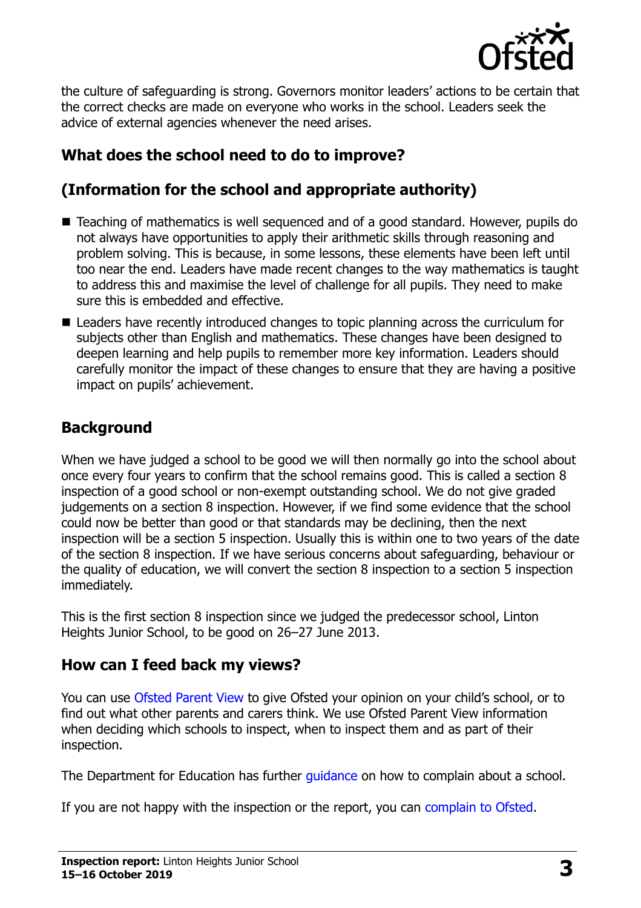the culture of safeguarding is strong. Governors monitor leaders' actions to be certain that the correct checks are made on everyone who works in the school. Leaders seek the advice of external agencies whenever the need arises.

## What does the school need to do to improve?

## (Information for the school and appropriate authority)

- Teaching of mathematics is well sequenced and of a good standard. However, pupils do not always have opportunities to apply their arithmetic skills through reasoning and problem solving. This is because, in some lessons, these elements have been left until too near the end. Leaders have made recent changes to the way mathematics is taught to address this and maximise the level of challenge for all pupils. They need to make sure this is embedded and effective.
- Leaders have recently introduced changes to topic planning across the curriculum for subjects other than English and mathematics. These changes have been designed to deepen learning and help pupils to remember more key information. Leaders should carefully monitor the impact of these changes to ensure that they are having a positive impact on pupils' achievement.

## Background

When we have judged a school to be good we will then normally go into the school about once every four years to confirm that the school remains good. This is called a section 8 inspection of a good school or non-exempt outstanding school. We do not give graded judgements on a section 8 inspection. However, if we find some evidence that the school could now be better than good or that standards may be declining, then the next inspection will be a section 5 inspection. Usually this is within one to two years of the date of the section 8 inspection. If we have serious concerns about safeguarding, behaviour or the quality of education, we will convert the section 8 inspection to a section 5 inspection immediately.

This is the first section 8 inspection since we judged the predecessor school, Linton Heights Junior School, to be good on 26–27 June 2013.

## How can I feed back my views?

You can use Ofsted Parent View to give Ofsted your opinion on your child's school, or to find out what other parents and carers think. We use Ofsted Parent View information when deciding which schools to inspect, when to inspect them and as part of their inspection.

The Department for Education has further guidance on how to complain about a school.

If you are not happy with the inspection or the report, you can complain to Ofsted.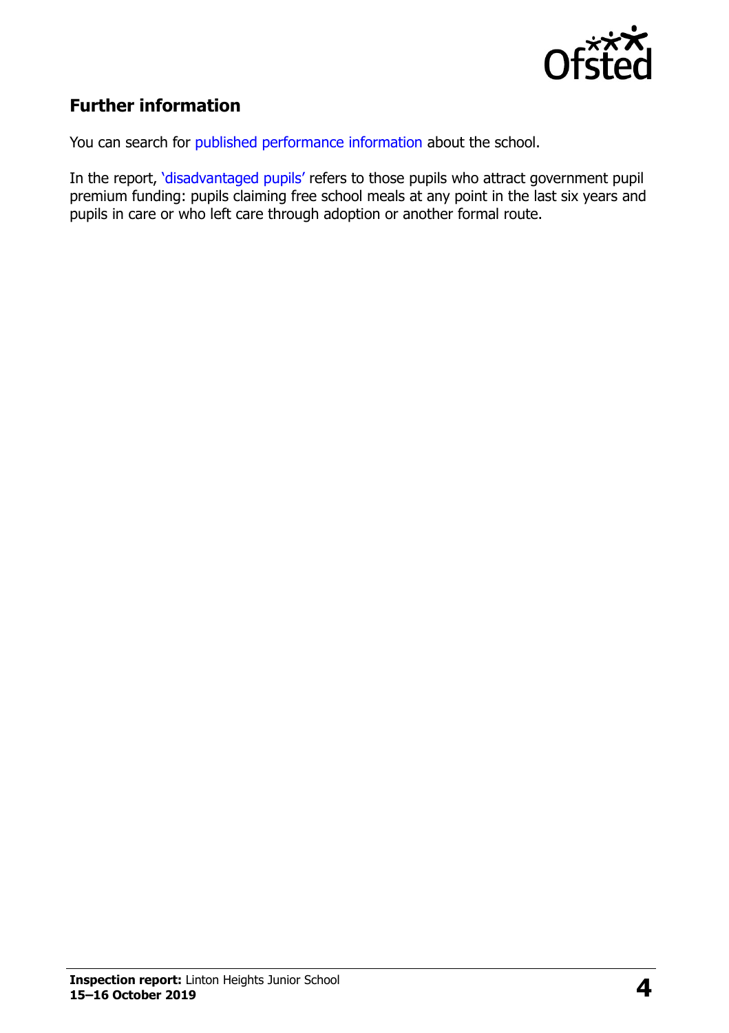## Further information

You can search for published performance information about the school.

In the report, 'disadvantaged pupils' refers to those pupils who attract government pupil premium funding: pupils claiming free school meals at any point in the last six years and pupils in care or who left care through adoption or another formal route.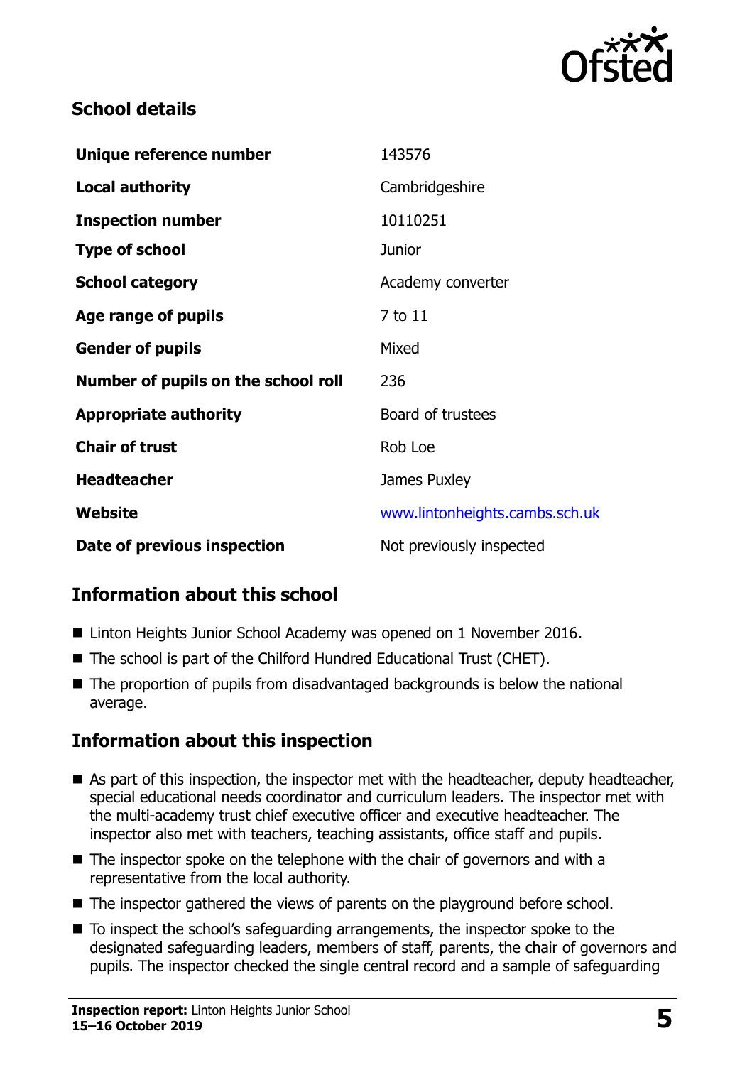## School details

| | |
|---|---|
| **Unique reference number** | 143576 |
| **Local authority** | Cambridgeshire |
| **Inspection number** | 10110251 |
| **Type of school** | Junior |
| **School category** | Academy converter |
| **Age range of pupils** | 7 to 11 |
| **Gender of pupils** | Mixed |
| **Number of pupils on the school roll** | 236 |
| **Appropriate authority** | Board of trustees |
| **Chair of trust** | Rob Loe |
| **Headteacher** | James Puxley |
| **Website** | www.lintonheights.cambs.sch.uk |
| **Date of previous inspection** | Not previously inspected |

## Information about this school

- Linton Heights Junior School Academy was opened on 1 November 2016.
- The school is part of the Chilford Hundred Educational Trust (CHET).
- The proportion of pupils from disadvantaged backgrounds is below the national average.

## Information about this inspection

- As part of this inspection, the inspector met with the headteacher, deputy headteacher, special educational needs coordinator and curriculum leaders. The inspector met with the multi-academy trust chief executive officer and executive headteacher. The inspector also met with teachers, teaching assistants, office staff and pupils.
- The inspector spoke on the telephone with the chair of governors and with a representative from the local authority.
- The inspector gathered the views of parents on the playground before school.
- To inspect the school's safeguarding arrangements, the inspector spoke to the designated safeguarding leaders, members of staff, parents, the chair of governors and pupils. The inspector checked the single central record and a sample of safeguarding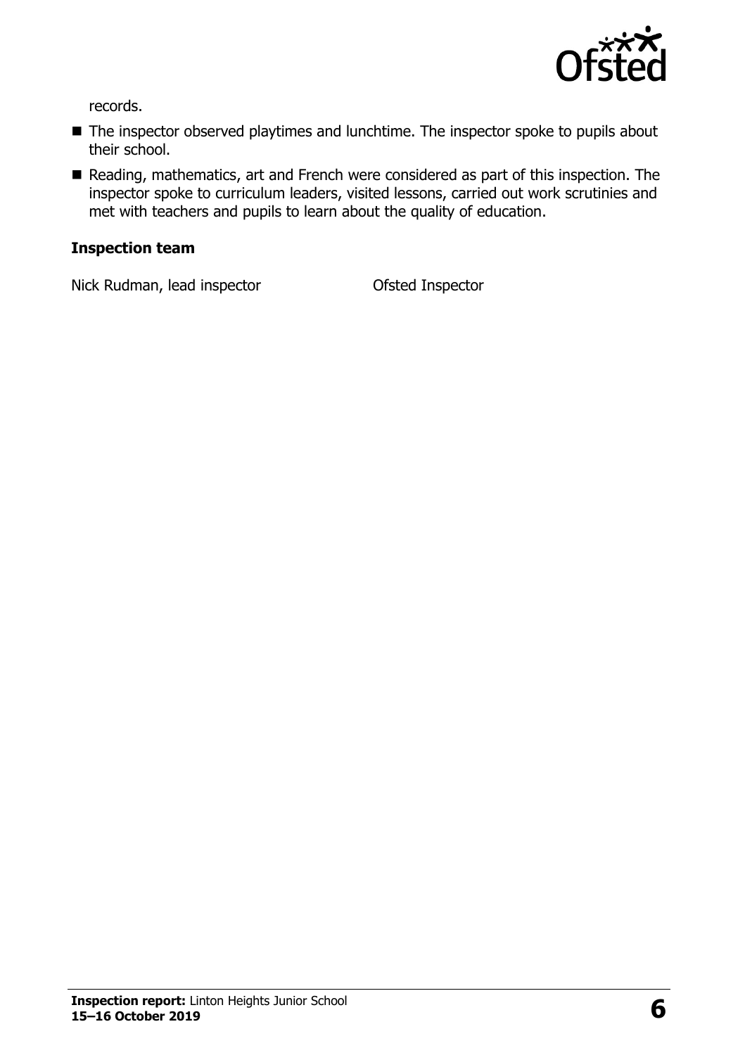records.

- The inspector observed playtimes and lunchtime. The inspector spoke to pupils about their school.
- Reading, mathematics, art and French were considered as part of this inspection. The inspector spoke to curriculum leaders, visited lessons, carried out work scrutinies and met with teachers and pupils to learn about the quality of education.

### Inspection team

| | |
|---|---|
| Nick Rudman, lead inspector | Ofsted Inspector |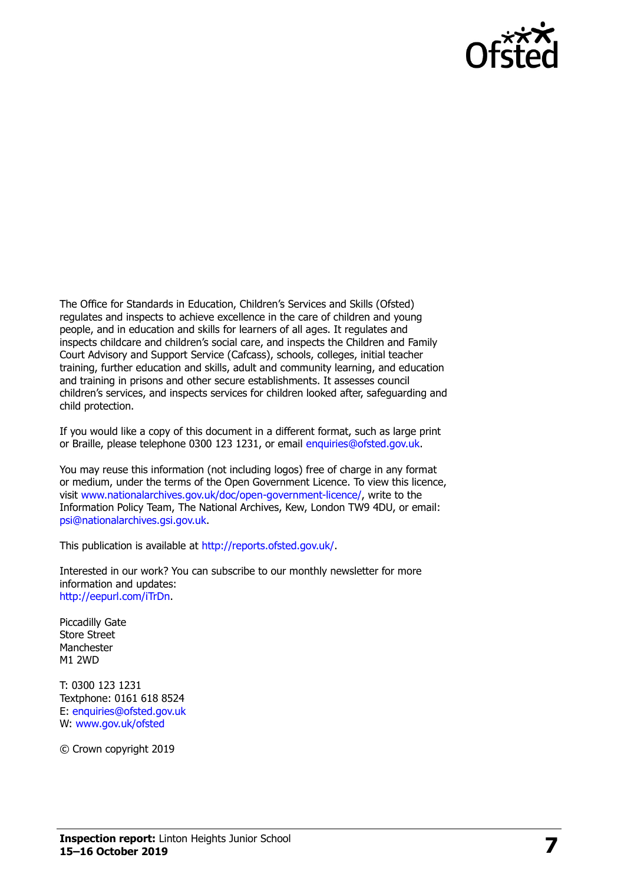The Office for Standards in Education, Children's Services and Skills (Ofsted) regulates and inspects to achieve excellence in the care of children and young people, and in education and skills for learners of all ages. It regulates and inspects childcare and children's social care, and inspects the Children and Family Court Advisory and Support Service (Cafcass), schools, colleges, initial teacher training, further education and skills, adult and community learning, and education and training in prisons and other secure establishments. It assesses council children's services, and inspects services for children looked after, safeguarding and child protection.

If you would like a copy of this document in a different format, such as large print or Braille, please telephone 0300 123 1231, or email enquiries@ofsted.gov.uk.

You may reuse this information (not including logos) free of charge in any format or medium, under the terms of the Open Government Licence. To view this licence, visit www.nationalarchives.gov.uk/doc/open-government-licence/, write to the Information Policy Team, The National Archives, Kew, London TW9 4DU, or email: psi@nationalarchives.gsi.gov.uk.

This publication is available at http://reports.ofsted.gov.uk/.

Interested in our work? You can subscribe to our monthly newsletter for more information and updates:
http://eepurl.com/iTrDn.

Piccadilly Gate
Store Street
Manchester
M1 2WD

T: 0300 123 1231
Textphone: 0161 618 8524
E: enquiries@ofsted.gov.uk
W: www.gov.uk/ofsted

© Crown copyright 2019